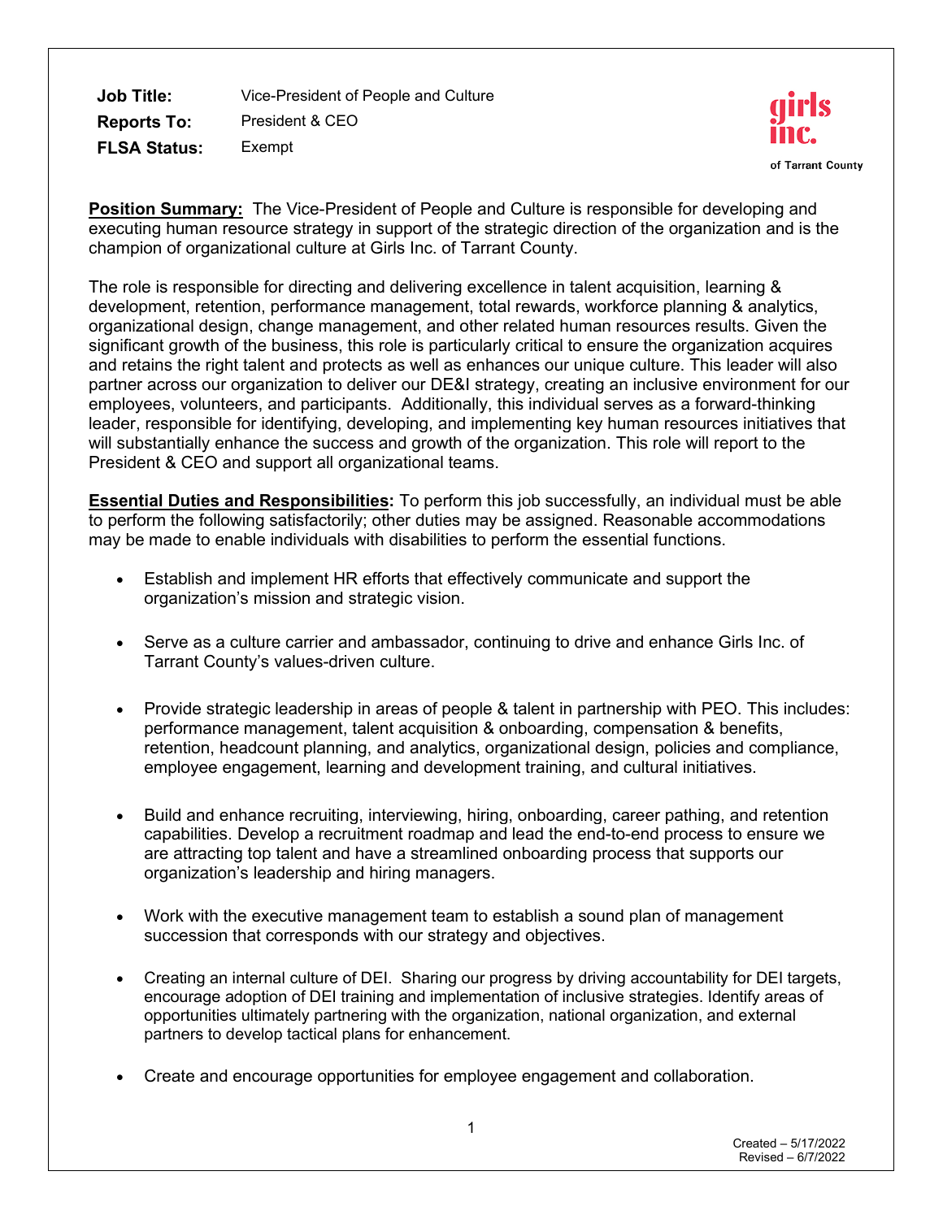**Job Title:** Vice-President of People and Culture
**Reports To:** President & CEO
**FLSA Status:** Exempt

girls inc. of Tarrant County

**Position Summary:** The Vice-President of People and Culture is responsible for developing and executing human resource strategy in support of the strategic direction of the organization and is the champion of organizational culture at Girls Inc. of Tarrant County.

The role is responsible for directing and delivering excellence in talent acquisition, learning & development, retention, performance management, total rewards, workforce planning & analytics, organizational design, change management, and other related human resources results. Given the significant growth of the business, this role is particularly critical to ensure the organization acquires and retains the right talent and protects as well as enhances our unique culture. This leader will also partner across our organization to deliver our DE&I strategy, creating an inclusive environment for our employees, volunteers, and participants. Additionally, this individual serves as a forward-thinking leader, responsible for identifying, developing, and implementing key human resources initiatives that will substantially enhance the success and growth of the organization. This role will report to the President & CEO and support all organizational teams.

**Essential Duties and Responsibilities:** To perform this job successfully, an individual must be able to perform the following satisfactorily; other duties may be assigned. Reasonable accommodations may be made to enable individuals with disabilities to perform the essential functions.

- Establish and implement HR efforts that effectively communicate and support the organization's mission and strategic vision.
- Serve as a culture carrier and ambassador, continuing to drive and enhance Girls Inc. of Tarrant County's values-driven culture.
- Provide strategic leadership in areas of people & talent in partnership with PEO. This includes: performance management, talent acquisition & onboarding, compensation & benefits, retention, headcount planning, and analytics, organizational design, policies and compliance, employee engagement, learning and development training, and cultural initiatives.
- Build and enhance recruiting, interviewing, hiring, onboarding, career pathing, and retention capabilities. Develop a recruitment roadmap and lead the end-to-end process to ensure we are attracting top talent and have a streamlined onboarding process that supports our organization's leadership and hiring managers.
- Work with the executive management team to establish a sound plan of management succession that corresponds with our strategy and objectives.
- Creating an internal culture of DEI. Sharing our progress by driving accountability for DEI targets, encourage adoption of DEI training and implementation of inclusive strategies. Identify areas of opportunities ultimately partnering with the organization, national organization, and external partners to develop tactical plans for enhancement.
- Create and encourage opportunities for employee engagement and collaboration.

Created – 5/17/2022
Revised – 6/7/2022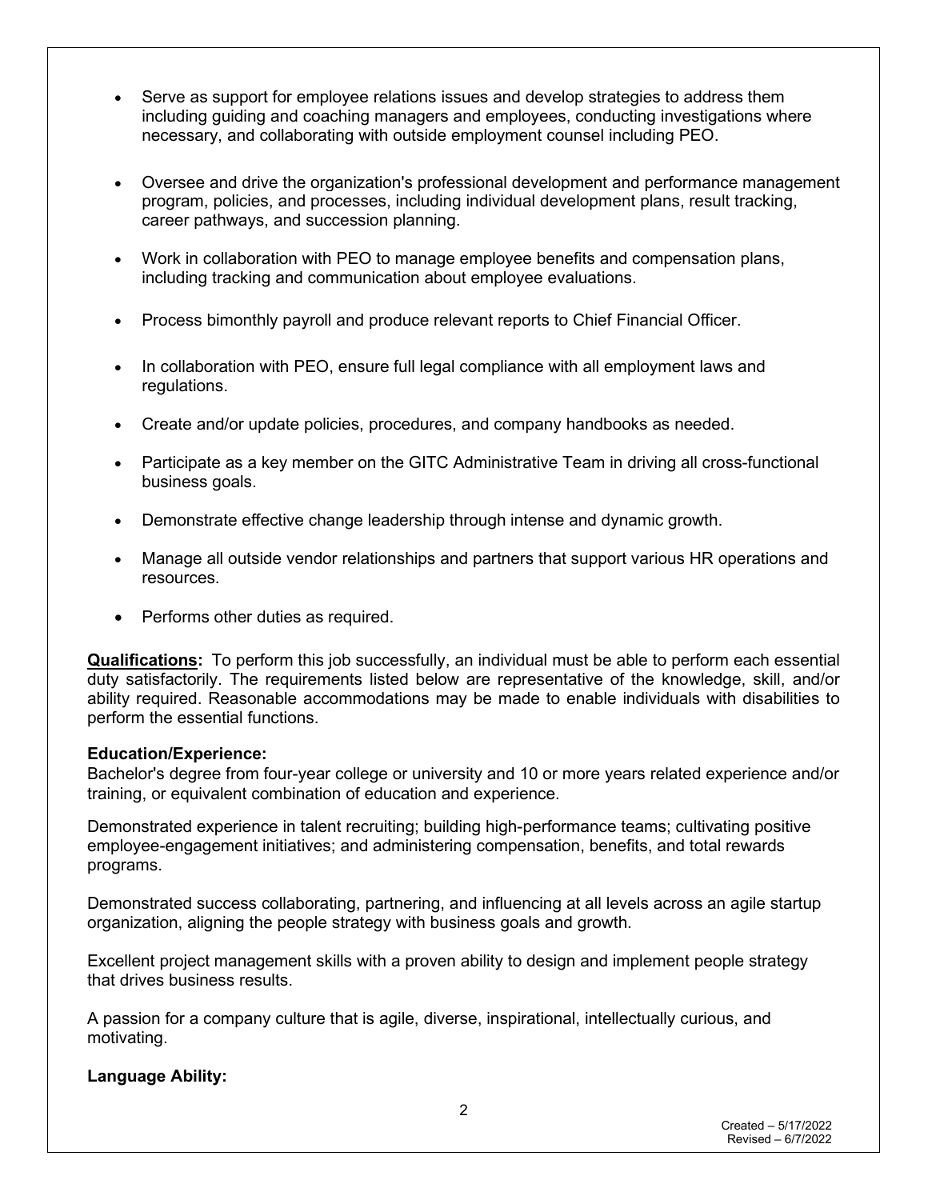- Serve as support for employee relations issues and develop strategies to address them including guiding and coaching managers and employees, conducting investigations where necessary, and collaborating with outside employment counsel including PEO.

- Oversee and drive the organization's professional development and performance management program, policies, and processes, including individual development plans, result tracking, career pathways, and succession planning.

- Work in collaboration with PEO to manage employee benefits and compensation plans, including tracking and communication about employee evaluations.

- Process bimonthly payroll and produce relevant reports to Chief Financial Officer.

- In collaboration with PEO, ensure full legal compliance with all employment laws and regulations.

- Create and/or update policies, procedures, and company handbooks as needed.

- Participate as a key member on the GITC Administrative Team in driving all cross-functional business goals.

- Demonstrate effective change leadership through intense and dynamic growth.

- Manage all outside vendor relationships and partners that support various HR operations and resources.

- Performs other duties as required.

**Qualifications:** To perform this job successfully, an individual must be able to perform each essential duty satisfactorily. The requirements listed below are representative of the knowledge, skill, and/or ability required. Reasonable accommodations may be made to enable individuals with disabilities to perform the essential functions.

**Education/Experience:**
Bachelor's degree from four-year college or university and 10 or more years related experience and/or training, or equivalent combination of education and experience.

Demonstrated experience in talent recruiting; building high-performance teams; cultivating positive employee-engagement initiatives; and administering compensation, benefits, and total rewards programs.

Demonstrated success collaborating, partnering, and influencing at all levels across an agile startup organization, aligning the people strategy with business goals and growth.

Excellent project management skills with a proven ability to design and implement people strategy that drives business results.

A passion for a company culture that is agile, diverse, inspirational, intellectually curious, and motivating.

**Language Ability:**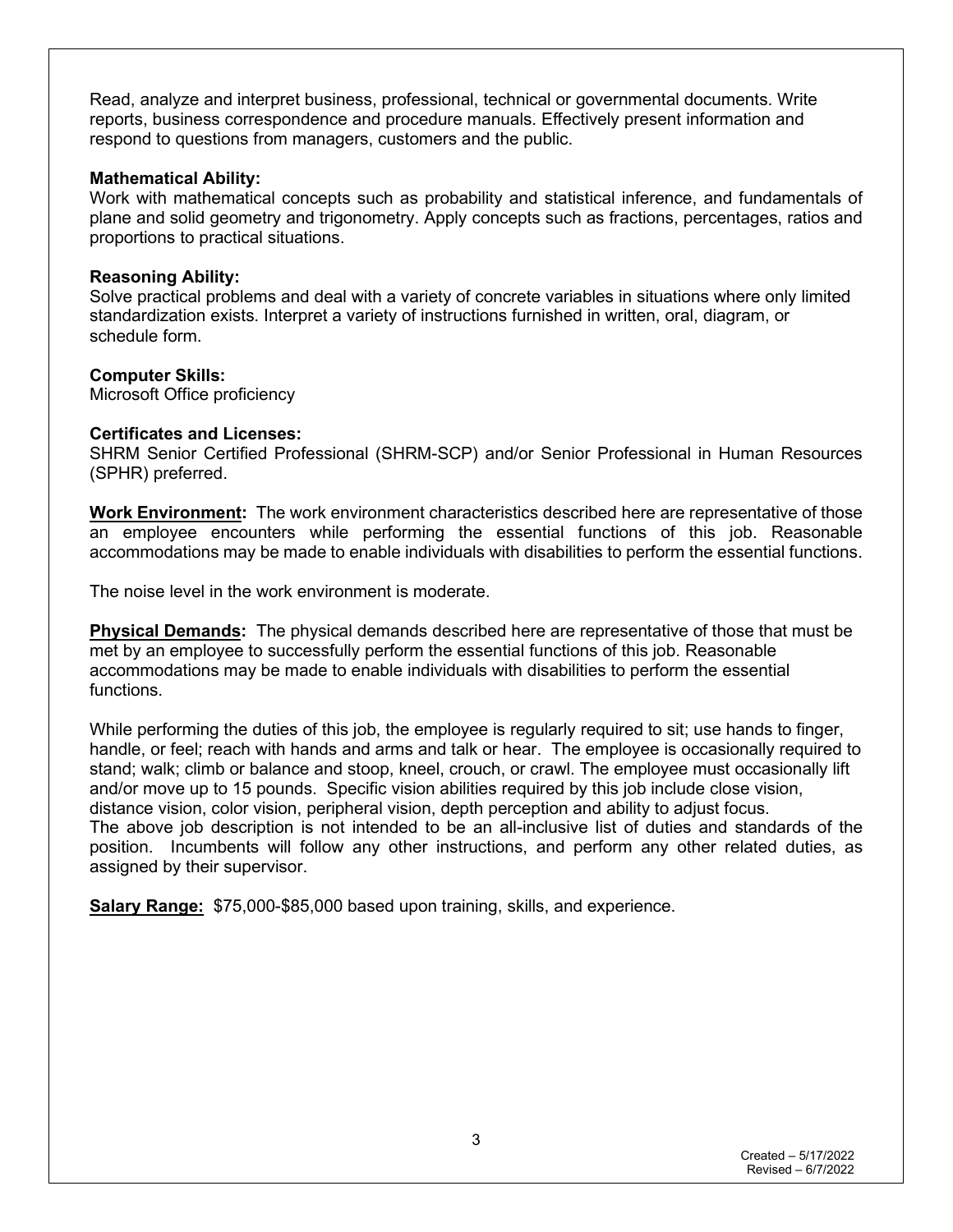Read, analyze and interpret business, professional, technical or governmental documents. Write reports, business correspondence and procedure manuals. Effectively present information and respond to questions from managers, customers and the public.

**Mathematical Ability:**
Work with mathematical concepts such as probability and statistical inference, and fundamentals of plane and solid geometry and trigonometry. Apply concepts such as fractions, percentages, ratios and proportions to practical situations.

**Reasoning Ability:**
Solve practical problems and deal with a variety of concrete variables in situations where only limited standardization exists. Interpret a variety of instructions furnished in written, oral, diagram, or schedule form.

**Computer Skills:**
Microsoft Office proficiency

**Certificates and Licenses:**
SHRM Senior Certified Professional (SHRM-SCP) and/or Senior Professional in Human Resources (SPHR) preferred.

**Work Environment:** The work environment characteristics described here are representative of those an employee encounters while performing the essential functions of this job. Reasonable accommodations may be made to enable individuals with disabilities to perform the essential functions.

The noise level in the work environment is moderate.

**Physical Demands:** The physical demands described here are representative of those that must be met by an employee to successfully perform the essential functions of this job. Reasonable accommodations may be made to enable individuals with disabilities to perform the essential functions.

While performing the duties of this job, the employee is regularly required to sit; use hands to finger, handle, or feel; reach with hands and arms and talk or hear. The employee is occasionally required to stand; walk; climb or balance and stoop, kneel, crouch, or crawl. The employee must occasionally lift and/or move up to 15 pounds. Specific vision abilities required by this job include close vision, distance vision, color vision, peripheral vision, depth perception and ability to adjust focus.
The above job description is not intended to be an all-inclusive list of duties and standards of the position. Incumbents will follow any other instructions, and perform any other related duties, as assigned by their supervisor.

**Salary Range:** $75,000-$85,000 based upon training, skills, and experience.

Created – 5/17/2022
Revised – 6/7/2022